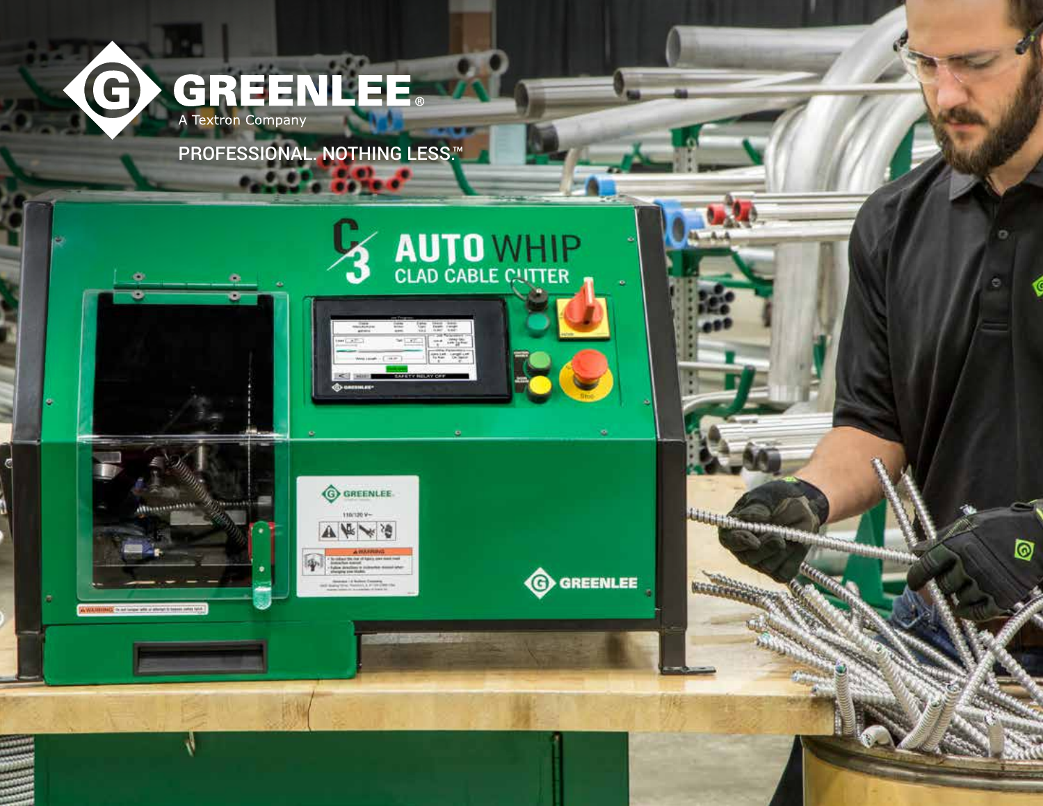# GREENLEE®

A Textron Company

PROFESSIONAL. NOTHING LESS.™

## C3 AUTO WHIP

### CLAD CABLE CUTTER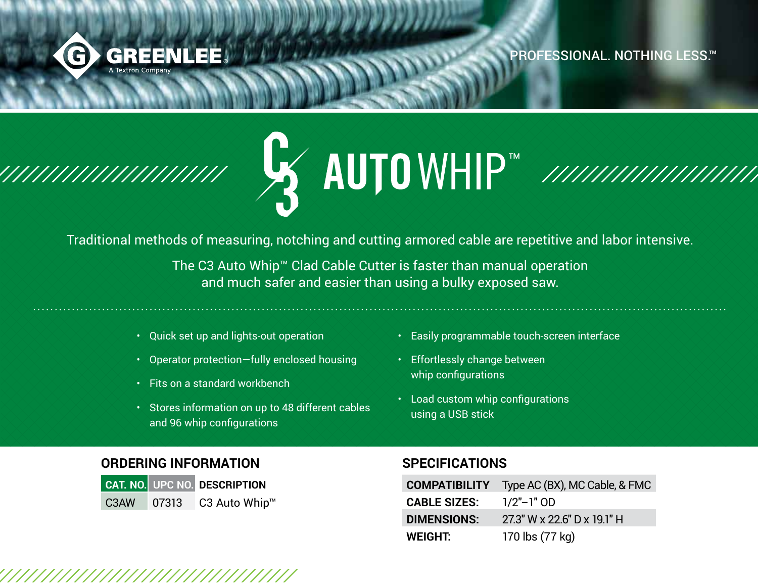GREENLEE®
A Textron Company

PROFESSIONAL. NOTHING LESS.™

# C3 AUTO WHIP™

Traditional methods of measuring, notching and cutting armored cable are repetitive and labor intensive.

The C3 Auto Whip™ Clad Cable Cutter is faster than manual operation and much safer and easier than using a bulky exposed saw.

- Quick set up and lights-out operation
- Operator protection—fully enclosed housing
- Fits on a standard workbench
- Stores information on up to 48 different cables and 96 whip configurations
- Easily programmable touch-screen interface
- Effortlessly change between whip configurations
- Load custom whip configurations using a USB stick

## ORDERING INFORMATION

| CAT. NO. | UPC NO. | DESCRIPTION |
| --- | --- | --- |
| C3AW | 07313 | C3 Auto Whip™ |

## SPECIFICATIONS

| | |
| --- | --- |
| **COMPATIBILITY** | Type AC (BX), MC Cable, & FMC |
| **CABLE SIZES:** | 1/2"–1" OD |
| **DIMENSIONS:** | 27.3" W x 22.6" D x 19.1" H |
| **WEIGHT:** | 170 lbs (77 kg) |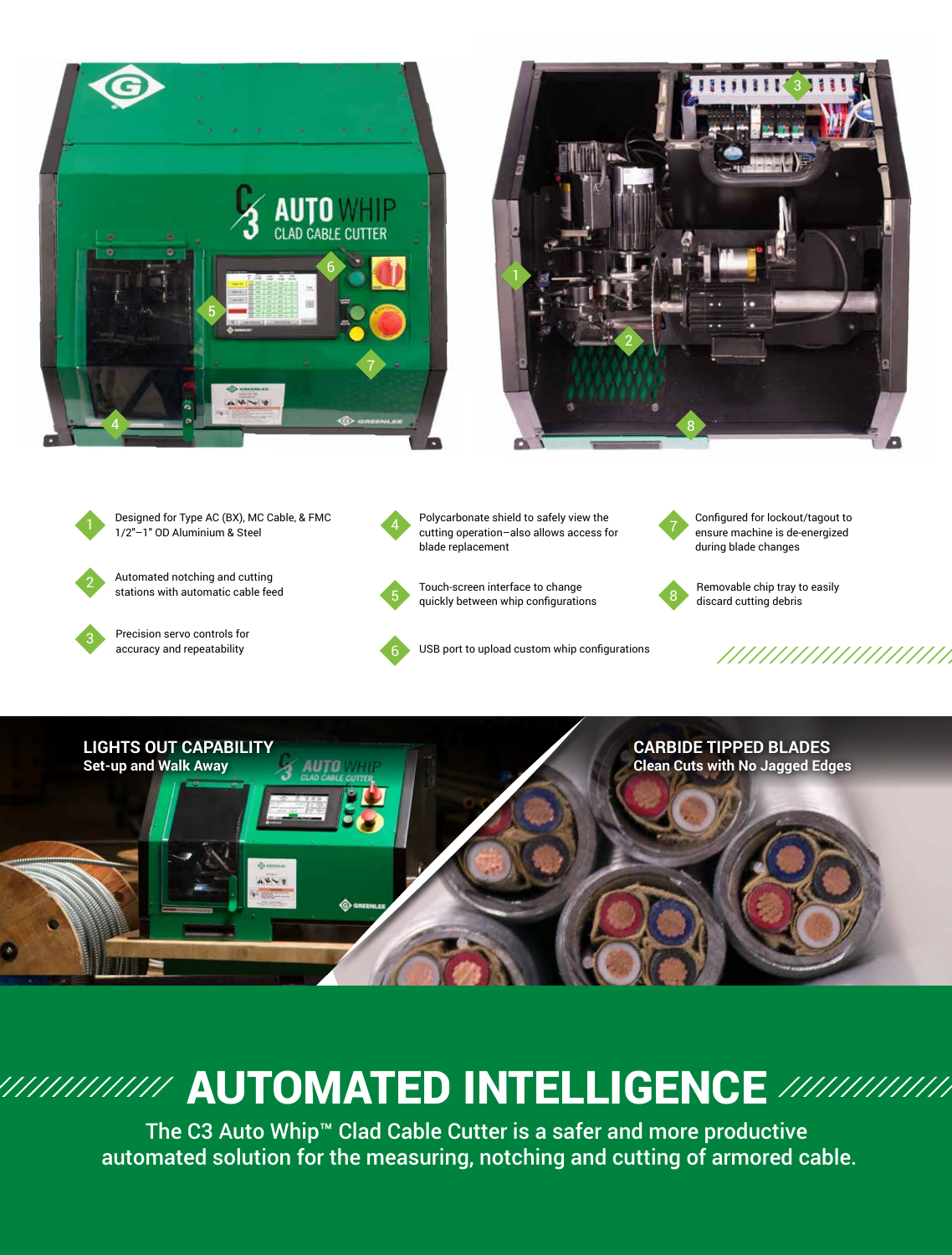1. Designed for Type AC (BX), MC Cable, & FMC 1/2"–1" OD Aluminium & Steel
2. Automated notching and cutting stations with automatic cable feed
3. Precision servo controls for accuracy and repeatability
4. Polycarbonate shield to safely view the cutting operation–also allows access for blade replacement
5. Touch-screen interface to change quickly between whip configurations
6. USB port to upload custom whip configurations
7. Configured for lockout/tagout to ensure machine is de-energized during blade changes
8. Removable chip tray to easily discard cutting debris

**LIGHTS OUT CAPABILITY**
**Set-up and Walk Away**

**CARBIDE TIPPED BLADES**
**Clean Cuts with No Jagged Edges**

# AUTOMATED INTELLIGENCE

The C3 Auto Whip™ Clad Cable Cutter is a safer and more productive automated solution for the measuring, notching and cutting of armored cable.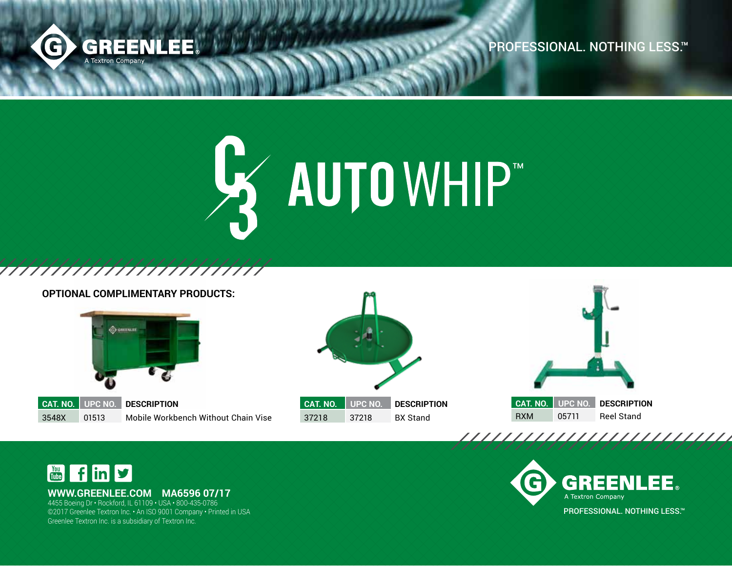GREENLEE
A Textron Company

PROFESSIONAL. NOTHING LESS.™

# C3 AUTOWHIP™

**OPTIONAL COMPLIMENTARY PRODUCTS:**

| CAT. NO. | UPC NO. | DESCRIPTION |
|---|---|---|
| 3548X | 01513 | Mobile Workbench Without Chain Vise |

| CAT. NO. | UPC NO. | DESCRIPTION |
|---|---|---|
| 37218 | 37218 | BX Stand |

| CAT. NO. | UPC NO. | DESCRIPTION |
|---|---|---|
| RXM | 05711 | Reel Stand |

**WWW.GREENLEE.COM MA6596 07/17**
4455 Boeing Dr • Rockford, IL 61109 • USA • 800-435-0786
©2017 Greenlee Textron Inc. • An ISO 9001 Company • Printed in USA
Greenlee Textron Inc. is a subsidiary of Textron Inc.

GREENLEE
A Textron Company
PROFESSIONAL. NOTHING LESS.™